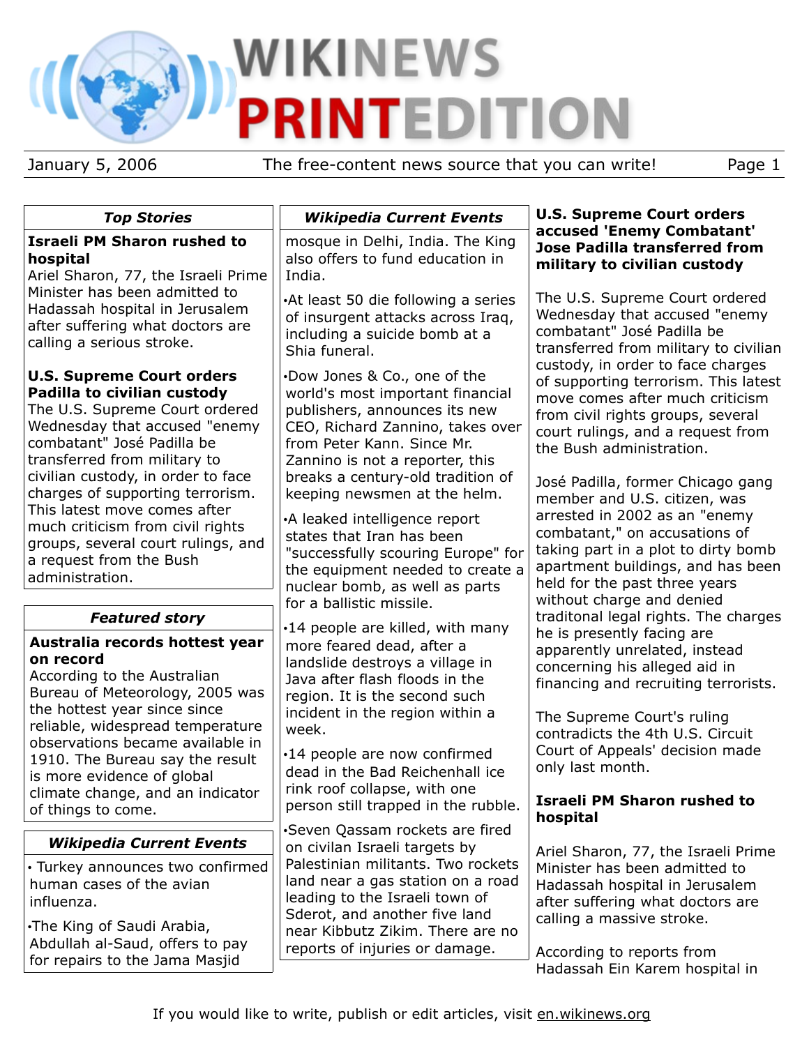# WIKINEWS PRINT EDITION

January 5, 2006 — The free-content news source that you can write!

## Top Stories

**Israeli PM Sharon rushed to hospital**
Ariel Sharon, 77, the Israeli Prime Minister has been admitted to Hadassah hospital in Jerusalem after suffering what doctors are calling a serious stroke.

**U.S. Supreme Court orders Padilla to civilian custody**
The U.S. Supreme Court ordered Wednesday that accused "enemy combatant" José Padilla be transferred from military to civilian custody, in order to face charges of supporting terrorism. This latest move comes after much criticism from civil rights groups, several court rulings, and a request from the Bush administration.

## Featured story

**Australia records hottest year on record**
According to the Australian Bureau of Meteorology, 2005 was the hottest year since since reliable, widespread temperature observations became available in 1910. The Bureau say the result is more evidence of global climate change, and an indicator of things to come.

## Wikipedia Current Events

- Turkey announces two confirmed human cases of the avian influenza.
- The King of Saudi Arabia, Abdullah al-Saud, offers to pay for repairs to the Jama Masjid mosque in Delhi, India. The King also offers to fund education in India.
- At least 50 die following a series of insurgent attacks across Iraq, including a suicide bomb at a Shia funeral.
- Dow Jones & Co., one of the world's most important financial publishers, announces its new CEO, Richard Zannino, takes over from Peter Kann. Since Mr. Zannino is not a reporter, this breaks a century-old tradition of keeping newsmen at the helm.
- A leaked intelligence report states that Iran has been "successfully scouring Europe" for the equipment needed to create a nuclear bomb, as well as parts for a ballistic missile.
- 14 people are killed, with many more feared dead, after a landslide destroys a village in Java after flash floods in the region. It is the second such incident in the region within a week.
- 14 people are now confirmed dead in the Bad Reichenhall ice rink roof collapse, with one person still trapped in the rubble.
- Seven Qassam rockets are fired on civilan Israeli targets by Palestinian militants. Two rockets land near a gas station on a road leading to the Israeli town of Sderot, and another five land near Kibbutz Zikim. There are no reports of injuries or damage.

## U.S. Supreme Court orders accused 'Enemy Combatant' Jose Padilla transferred from military to civilian custody

The U.S. Supreme Court ordered Wednesday that accused "enemy combatant" José Padilla be transferred from military to civilian custody, in order to face charges of supporting terrorism. This latest move comes after much criticism from civil rights groups, several court rulings, and a request from the Bush administration.

José Padilla, former Chicago gang member and U.S. citizen, was arrested in 2002 as an "enemy combatant," on accusations of taking part in a plot to dirty bomb apartment buildings, and has been held for the past three years without charge and denied traditonal legal rights. The charges he is presently facing are apparently unrelated, instead concerning his alleged aid in financing and recruiting terrorists.

The Supreme Court's ruling contradicts the 4th U.S. Circuit Court of Appeals' decision made only last month.

## Israeli PM Sharon rushed to hospital

Ariel Sharon, 77, the Israeli Prime Minister has been admitted to Hadassah hospital in Jerusalem after suffering what doctors are calling a massive stroke.

According to reports from Hadassah Ein Karem hospital in

If you would like to write, publish or edit articles, visit en.wikinews.org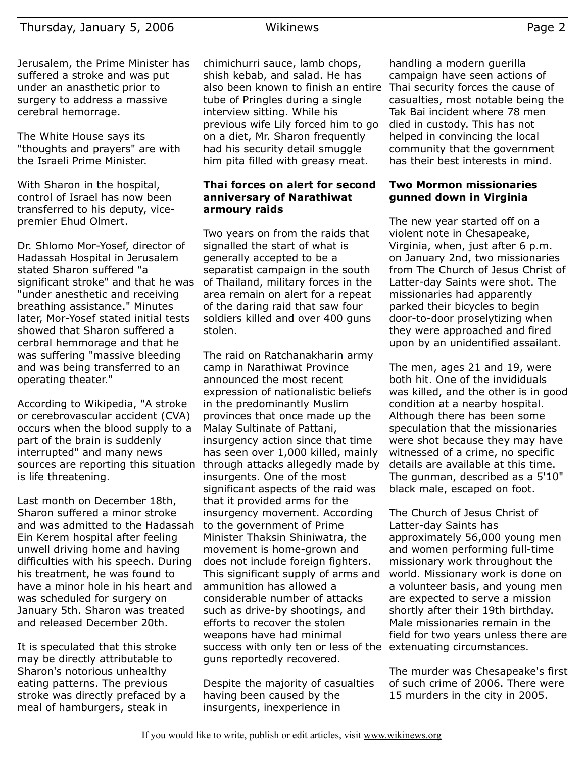Jerusalem, the Prime Minister has suffered a stroke and was put under an anasthetic prior to surgery to address a massive cerebral hemorrage.

The White House says its "thoughts and prayers" are with the Israeli Prime Minister.

With Sharon in the hospital, control of Israel has now been transferred to his deputy, vice-premier Ehud Olmert.

Dr. Shlomo Mor-Yosef, director of Hadassah Hospital in Jerusalem stated Sharon suffered "a significant stroke" and that he was "under anesthetic and receiving breathing assistance." Minutes later, Mor-Yosef stated initial tests showed that Sharon suffered a cerbral hemmorage and that he was suffering "massive bleeding and was being transferred to an operating theater."

According to Wikipedia, "A stroke or cerebrovascular accident (CVA) occurs when the blood supply to a part of the brain is suddenly interrupted" and many news sources are reporting this situation is life threatening.

Last month on December 18th, Sharon suffered a minor stroke and was admitted to the Hadassah Ein Kerem hospital after feeling unwell driving home and having difficulties with his speech. During his treatment, he was found to have a minor hole in his heart and was scheduled for surgery on January 5th. Sharon was treated and released December 20th.

It is speculated that this stroke may be directly attributable to Sharon's notorious unhealthy eating patterns. The previous stroke was directly prefaced by a meal of hamburgers, steak in chimichurri sauce, lamb chops, shish kebab, and salad. He has also been known to finish an entire tube of Pringles during a single interview sitting. While his previous wife Lily forced him to go on a diet, Mr. Sharon frequently had his security detail smuggle him pita filled with greasy meat.

**Thai forces on alert for second anniversary of Narathiwat armoury raids**

Two years on from the raids that signalled the start of what is generally accepted to be a separatist campaign in the south of Thailand, military forces in the area remain on alert for a repeat of the daring raid that saw four soldiers killed and over 400 guns stolen.

The raid on Ratchanakharin army camp in Narathiwat Province announced the most recent expression of nationalistic beliefs in the predominantly Muslim provinces that once made up the Malay Sultinate of Pattani, insurgency action since that time has seen over 1,000 killed, mainly through attacks allegedly made by insurgents. One of the most significant aspects of the raid was that it provided arms for the insurgency movement. According to the government of Prime Minister Thaksin Shiniwatra, the movement is home-grown and does not include foreign fighters. This significant supply of arms and ammunition has allowed a considerable number of attacks such as drive-by shootings, and efforts to recover the stolen weapons have had minimal success with only ten or less of the guns reportedly recovered.

Despite the majority of casualties having been caused by the insurgents, inexperience in handling a modern guerilla campaign have seen actions of Thai security forces the cause of casualties, most notable being the Tak Bai incident where 78 men died in custody. This has not helped in convincing the local community that the government has their best interests in mind.

**Two Mormon missionaries gunned down in Virginia**

The new year started off on a violent note in Chesapeake, Virginia, when, just after 6 p.m. on January 2nd, two missionaries from The Church of Jesus Christ of Latter-day Saints were shot. The missionaries had apparently parked their bicycles to begin door-to-door proselytizing when they were approached and fired upon by an unidentified assailant.

The men, ages 21 and 19, were both hit. One of the invididuals was killed, and the other is in good condition at a nearby hospital. Although there has been some speculation that the missionaries were shot because they may have witnessed of a crime, no specific details are available at this time. The gunman, described as a 5'10" black male, escaped on foot.

The Church of Jesus Christ of Latter-day Saints has approximately 56,000 young men and women performing full-time missionary work throughout the world. Missionary work is done on a volunteer basis, and young men are expected to serve a mission shortly after their 19th birthday. Male missionaries remain in the field for two years unless there are extenuating circumstances.

The murder was Chesapeake's first of such crime of 2006. There were 15 murders in the city in 2005.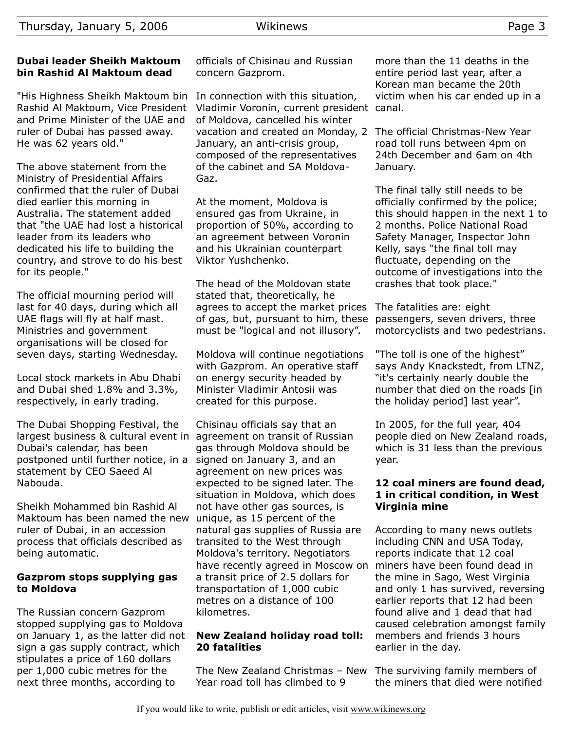### Dubai leader Sheikh Maktoum bin Rashid Al Maktoum dead

"His Highness Sheikh Maktoum bin Rashid Al Maktoum, Vice President and Prime Minister of the UAE and ruler of Dubai has passed away. He was 62 years old."

The above statement from the Ministry of Presidential Affairs confirmed that the ruler of Dubai died earlier this morning in Australia. The statement added that "the UAE had lost a historical leader from its leaders who dedicated his life to building the country, and strove to do his best for its people."

The official mourning period will last for 40 days, during which all UAE flags will fly at half mast. Ministries and government organisations will be closed for seven days, starting Wednesday.

Local stock markets in Abu Dhabi and Dubai shed 1.8% and 3.3%, respectively, in early trading.

The Dubai Shopping Festival, the largest business & cultural event in Dubai's calendar, has been postponed until further notice, in a statement by CEO Saeed Al Nabouda.

Sheikh Mohammed bin Rashid Al Maktoum has been named the new ruler of Dubai, in an accession process that officials described as being automatic.

### Gazprom stops supplying gas to Moldova

The Russian concern Gazprom stopped supplying gas to Moldova on January 1, as the latter did not sign a gas supply contract, which stipulates a price of 160 dollars per 1,000 cubic metres for the next three months, according to officials of Chisinau and Russian concern Gazprom.

In connection with this situation, Vladimir Voronin, current president of Moldova, cancelled his winter vacation and created on Monday, 2 January, an anti-crisis group, composed of the representatives of the cabinet and SA Moldova-Gaz.

At the moment, Moldova is ensured gas from Ukraine, in proportion of 50%, according to an agreement between Voronin and his Ukrainian counterpart Viktor Yushchenko.

The head of the Moldovan state stated that, theoretically, he agrees to accept the market prices of gas, but, pursuant to him, these must be "logical and not illusory".

Moldova will continue negotiations with Gazprom. An operative staff on energy security headed by Minister Vladimir Antosii was created for this purpose.

Chisinau officials say that an agreement on transit of Russian gas through Moldova should be signed on January 3, and an agreement on new prices was expected to be signed later. The situation in Moldova, which does not have other gas sources, is unique, as 15 percent of the natural gas supplies of Russia are transited to the West through Moldova's territory. Negotiators have recently agreed in Moscow on a transit price of 2.5 dollars for transportation of 1,000 cubic metres on a distance of 100 kilometres.

### New Zealand holiday road toll: 20 fatalities

The New Zealand Christmas – New Year road toll has climbed to 9 more than the 11 deaths in the entire period last year, after a Korean man became the 20th victim when his car ended up in a canal.

The official Christmas-New Year road toll runs between 4pm on 24th December and 6am on 4th January.

The final tally still needs to be officially confirmed by the police; this should happen in the next 1 to 2 months. Police National Road Safety Manager, Inspector John Kelly, says "the final toll may fluctuate, depending on the outcome of investigations into the crashes that took place."

The fatalities are: eight passengers, seven drivers, three motorcyclists and two pedestrians.

"The toll is one of the highest" says Andy Knackstedt, from LTNZ, "it's certainly nearly double the number that died on the roads [in the holiday period] last year".

In 2005, for the full year, 404 people died on New Zealand roads, which is 31 less than the previous year.

### 12 coal miners are found dead, 1 in critical condition, in West Virginia mine

According to many news outlets including CNN and USA Today, reports indicate that 12 coal miners have been found dead in the mine in Sago, West Virginia and only 1 has survived, reversing earlier reports that 12 had been found alive and 1 dead that had caused celebration amongst family members and friends 3 hours earlier in the day.

The surviving family members of the miners that died were notified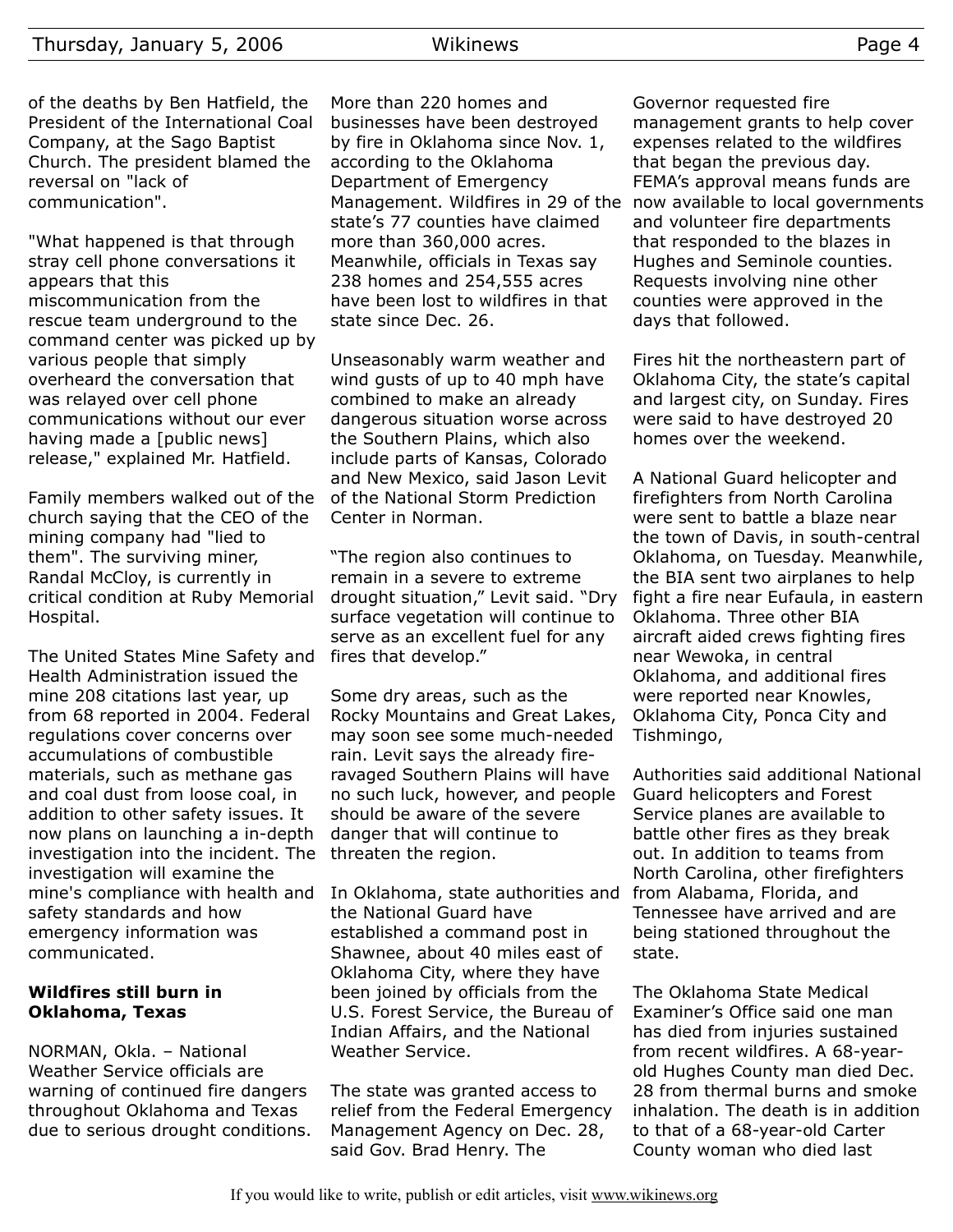of the deaths by Ben Hatfield, the President of the International Coal Company, at the Sago Baptist Church. The president blamed the reversal on "lack of communication".

"What happened is that through stray cell phone conversations it appears that this miscommunication from the rescue team underground to the command center was picked up by various people that simply overheard the conversation that was relayed over cell phone communications without our ever having made a [public news] release," explained Mr. Hatfield.

Family members walked out of the church saying that the CEO of the mining company had "lied to them". The surviving miner, Randal McCloy, is currently in critical condition at Ruby Memorial Hospital.

The United States Mine Safety and Health Administration issued the mine 208 citations last year, up from 68 reported in 2004. Federal regulations cover concerns over accumulations of combustible materials, such as methane gas and coal dust from loose coal, in addition to other safety issues. It now plans on launching a in-depth investigation into the incident. The investigation will examine the mine's compliance with health and safety standards and how emergency information was communicated.

### Wildfires still burn in Oklahoma, Texas

NORMAN, Okla. – National Weather Service officials are warning of continued fire dangers throughout Oklahoma and Texas due to serious drought conditions. More than 220 homes and businesses have been destroyed by fire in Oklahoma since Nov. 1, according to the Oklahoma Department of Emergency Management. Wildfires in 29 of the state's 77 counties have claimed more than 360,000 acres. Meanwhile, officials in Texas say 238 homes and 254,555 acres have been lost to wildfires in that state since Dec. 26.

Unseasonably warm weather and wind gusts of up to 40 mph have combined to make an already dangerous situation worse across the Southern Plains, which also include parts of Kansas, Colorado and New Mexico, said Jason Levit of the National Storm Prediction Center in Norman.

"The region also continues to remain in a severe to extreme drought situation," Levit said. "Dry surface vegetation will continue to serve as an excellent fuel for any fires that develop."

Some dry areas, such as the Rocky Mountains and Great Lakes, may soon see some much-needed rain. Levit says the already fire-ravaged Southern Plains will have no such luck, however, and people should be aware of the severe danger that will continue to threaten the region.

In Oklahoma, state authorities and the National Guard have established a command post in Shawnee, about 40 miles east of Oklahoma City, where they have been joined by officials from the U.S. Forest Service, the Bureau of Indian Affairs, and the National Weather Service.

The state was granted access to relief from the Federal Emergency Management Agency on Dec. 28, said Gov. Brad Henry. The Governor requested fire management grants to help cover expenses related to the wildfires that began the previous day. FEMA's approval means funds are now available to local governments and volunteer fire departments that responded to the blazes in Hughes and Seminole counties. Requests involving nine other counties were approved in the days that followed.

Fires hit the northeastern part of Oklahoma City, the state's capital and largest city, on Sunday. Fires were said to have destroyed 20 homes over the weekend.

A National Guard helicopter and firefighters from North Carolina were sent to battle a blaze near the town of Davis, in south-central Oklahoma, on Tuesday. Meanwhile, the BIA sent two airplanes to help fight a fire near Eufaula, in eastern Oklahoma. Three other BIA aircraft aided crews fighting fires near Wewoka, in central Oklahoma, and additional fires were reported near Knowles, Oklahoma City, Ponca City and Tishmingo,

Authorities said additional National Guard helicopters and Forest Service planes are available to battle other fires as they break out. In addition to teams from North Carolina, other firefighters from Alabama, Florida, and Tennessee have arrived and are being stationed throughout the state.

The Oklahoma State Medical Examiner's Office said one man has died from injuries sustained from recent wildfires. A 68-year-old Hughes County man died Dec. 28 from thermal burns and smoke inhalation. The death is in addition to that of a 68-year-old Carter County woman who died last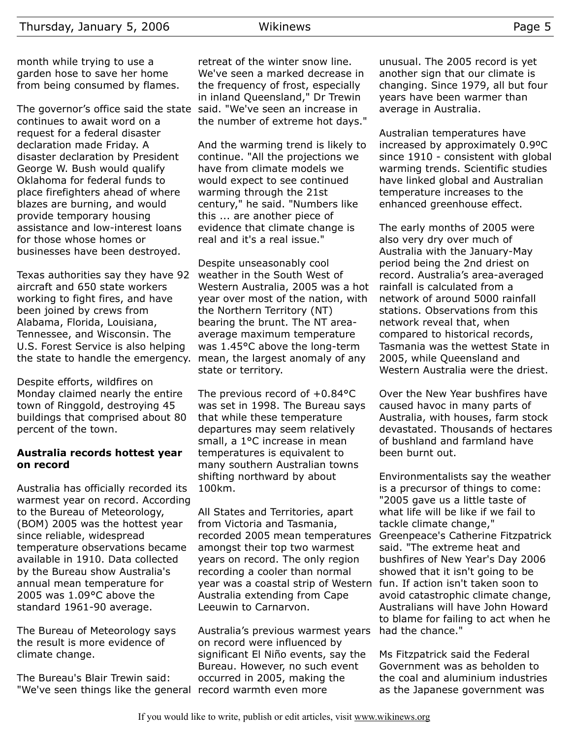month while trying to use a garden hose to save her home from being consumed by flames.

The governor's office said the state continues to await word on a request for a federal disaster declaration made Friday. A disaster declaration by President George W. Bush would qualify Oklahoma for federal funds to place firefighters ahead of where blazes are burning, and would provide temporary housing assistance and low-interest loans for those whose homes or businesses have been destroyed.

Texas authorities say they have 92 aircraft and 650 state workers working to fight fires, and have been joined by crews from Alabama, Florida, Louisiana, Tennessee, and Wisconsin. The U.S. Forest Service is also helping the state to handle the emergency.

Despite efforts, wildfires on Monday claimed nearly the entire town of Ringgold, destroying 45 buildings that comprised about 80 percent of the town.

### Australia records hottest year on record

Australia has officially recorded its warmest year on record. According to the Bureau of Meteorology, (BOM) 2005 was the hottest year since reliable, widespread temperature observations became available in 1910. Data collected by the Bureau show Australia's annual mean temperature for 2005 was 1.09°C above the standard 1961-90 average.

The Bureau of Meteorology says the result is more evidence of climate change.

The Bureau's Blair Trewin said: "We've seen things like the general retreat of the winter snow line. We've seen a marked decrease in the frequency of frost, especially in inland Queensland," Dr Trewin said. "We've seen an increase in the number of extreme hot days."

And the warming trend is likely to continue. "All the projections we have from climate models we would expect to see continued warming through the 21st century," he said. "Numbers like this ... are another piece of evidence that climate change is real and it's a real issue."

Despite unseasonably cool weather in the South West of Western Australia, 2005 was a hot year over most of the nation, with the Northern Territory (NT) bearing the brunt. The NT area-average maximum temperature was 1.45°C above the long-term mean, the largest anomaly of any state or territory.

The previous record of +0.84°C was set in 1998. The Bureau says that while these temperature departures may seem relatively small, a 1°C increase in mean temperatures is equivalent to many southern Australian towns shifting northward by about 100km.

All States and Territories, apart from Victoria and Tasmania, recorded 2005 mean temperatures amongst their top two warmest years on record. The only region recording a cooler than normal year was a coastal strip of Western Australia extending from Cape Leeuwin to Carnarvon.

Australia's previous warmest years on record were influenced by significant El Niño events, say the Bureau. However, no such event occurred in 2005, making the record warmth even more unusual. The 2005 record is yet another sign that our climate is changing. Since 1979, all but four years have been warmer than average in Australia.

Australian temperatures have increased by approximately 0.9ºC since 1910 - consistent with global warming trends. Scientific studies have linked global and Australian temperature increases to the enhanced greenhouse effect.

The early months of 2005 were also very dry over much of Australia with the January-May period being the 2nd driest on record. Australia's area-averaged rainfall is calculated from a network of around 5000 rainfall stations. Observations from this network reveal that, when compared to historical records, Tasmania was the wettest State in 2005, while Queensland and Western Australia were the driest.

Over the New Year bushfires have caused havoc in many parts of Australia, with houses, farm stock devastated. Thousands of hectares of bushland and farmland have been burnt out.

Environmentalists say the weather is a precursor of things to come: "2005 gave us a little taste of what life will be like if we fail to tackle climate change," Greenpeace's Catherine Fitzpatrick said. "The extreme heat and bushfires of New Year's Day 2006 showed that it isn't going to be fun. If action isn't taken soon to avoid catastrophic climate change, Australians will have John Howard to blame for failing to act when he had the chance."

Ms Fitzpatrick said the Federal Government was as beholden to the coal and aluminium industries as the Japanese government was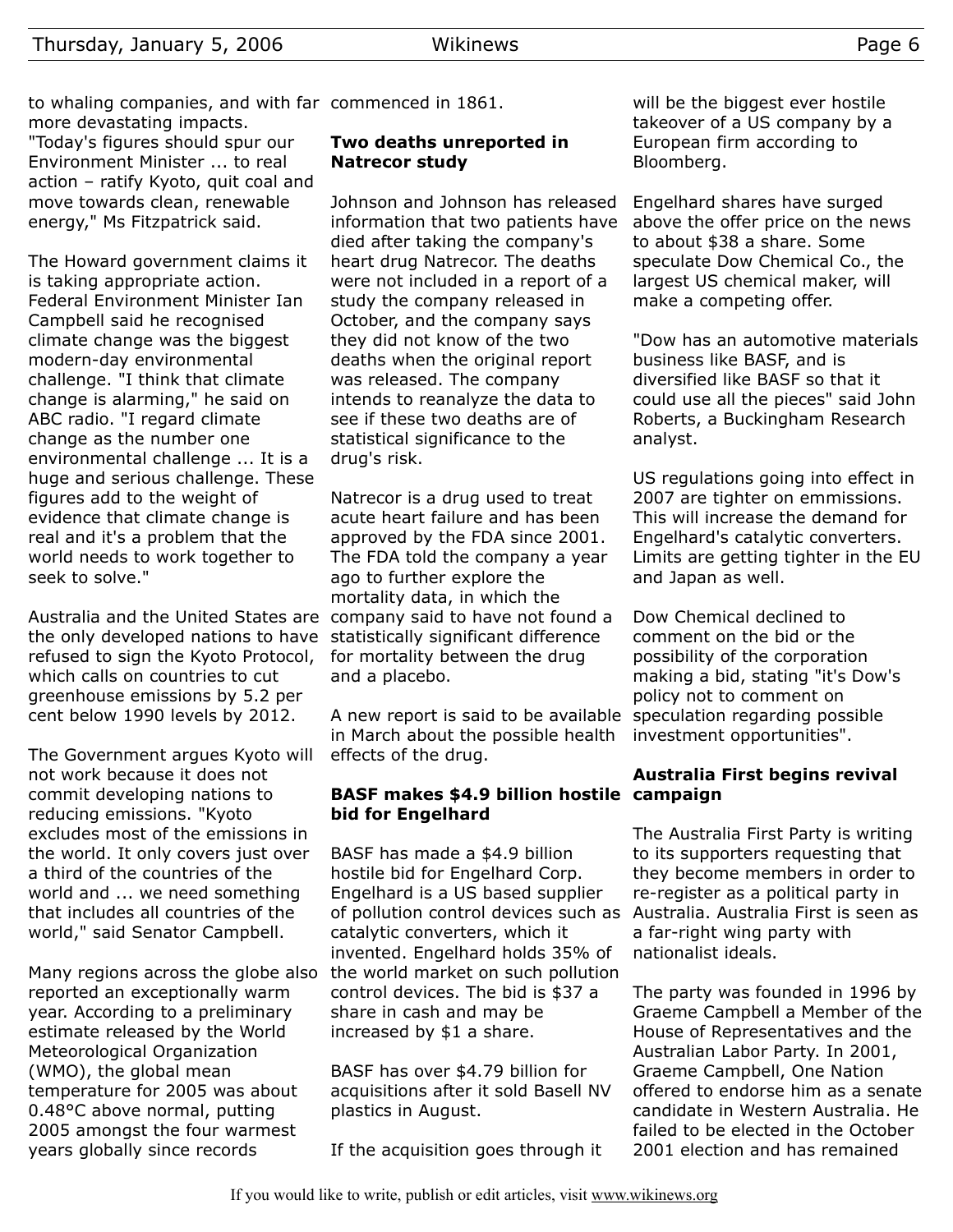to whaling companies, and with far more devastating impacts. "Today's figures should spur our Environment Minister ... to real action – ratify Kyoto, quit coal and move towards clean, renewable energy," Ms Fitzpatrick said.

The Howard government claims it is taking appropriate action. Federal Environment Minister Ian Campbell said he recognised climate change was the biggest modern-day environmental challenge. "I think that climate change is alarming," he said on ABC radio. "I regard climate change as the number one environmental challenge ... It is a huge and serious challenge. These figures add to the weight of evidence that climate change is real and it's a problem that the world needs to work together to seek to solve."

Australia and the United States are the only developed nations to have refused to sign the Kyoto Protocol, which calls on countries to cut greenhouse emissions by 5.2 per cent below 1990 levels by 2012.

The Government argues Kyoto will not work because it does not commit developing nations to reducing emissions. "Kyoto excludes most of the emissions in the world. It only covers just over a third of the countries of the world and ... we need something that includes all countries of the world," said Senator Campbell.

Many regions across the globe also reported an exceptionally warm year. According to a preliminary estimate released by the World Meteorological Organization (WMO), the global mean temperature for 2005 was about 0.48°C above normal, putting 2005 amongst the four warmest years globally since records commenced in 1861.

### Two deaths unreported in Natrecor study

Johnson and Johnson has released information that two patients have died after taking the company's heart drug Natrecor. The deaths were not included in a report of a study the company released in October, and the company says they did not know of the two deaths when the original report was released. The company intends to reanalyze the data to see if these two deaths are of statistical significance to the drug's risk.

Natrecor is a drug used to treat acute heart failure and has been approved by the FDA since 2001. The FDA told the company a year ago to further explore the mortality data, in which the company said to have not found a statistically significant difference for mortality between the drug and a placebo.

A new report is said to be available in March about the possible health effects of the drug.

### BASF makes $4.9 billion hostile bid for Engelhard

BASF has made a $4.9 billion hostile bid for Engelhard Corp. Engelhard is a US based supplier of pollution control devices such as catalytic converters, which it invented. Engelhard holds 35% of the world market on such pollution control devices. The bid is $37 a share in cash and may be increased by $1 a share.

BASF has over $4.79 billion for acquisitions after it sold Basell NV plastics in August.

If the acquisition goes through it will be the biggest ever hostile takeover of a US company by a European firm according to Bloomberg.

Engelhard shares have surged above the offer price on the news to about $38 a share. Some speculate Dow Chemical Co., the largest US chemical maker, will make a competing offer.

"Dow has an automotive materials business like BASF, and is diversified like BASF so that it could use all the pieces" said John Roberts, a Buckingham Research analyst.

US regulations going into effect in 2007 are tighter on emmissions. This will increase the demand for Engelhard's catalytic converters. Limits are getting tighter in the EU and Japan as well.

Dow Chemical declined to comment on the bid or the possibility of the corporation making a bid, stating "it's Dow's policy not to comment on speculation regarding possible investment opportunities".

### Australia First begins revival campaign

The Australia First Party is writing to its supporters requesting that they become members in order to re-register as a political party in Australia. Australia First is seen as a far-right wing party with nationalist ideals.

The party was founded in 1996 by Graeme Campbell a Member of the House of Representatives and the Australian Labor Party. In 2001, Graeme Campbell, One Nation offered to endorse him as a senate candidate in Western Australia. He failed to be elected in the October 2001 election and has remained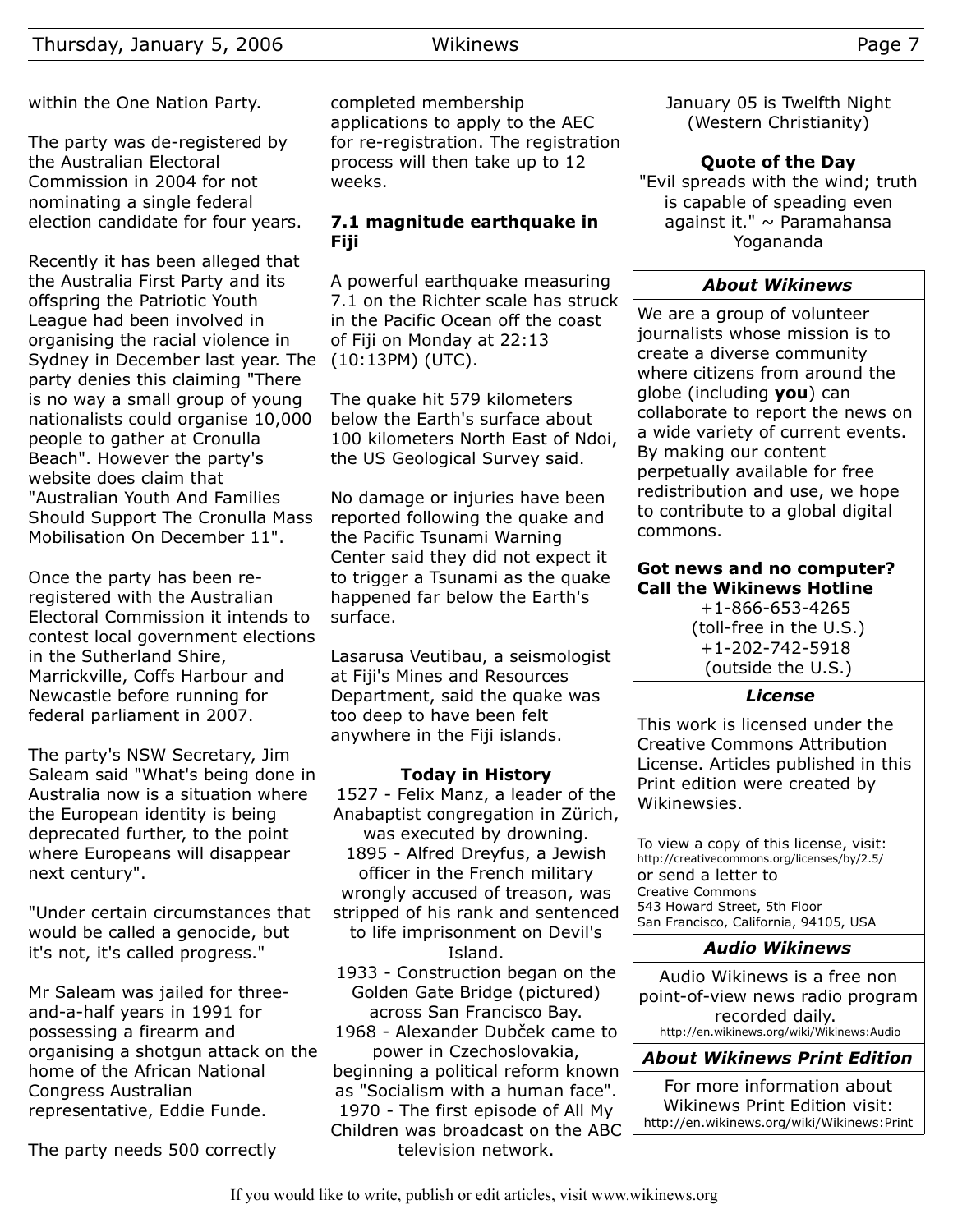within the One Nation Party.

The party was de-registered by the Australian Electoral Commission in 2004 for not nominating a single federal election candidate for four years.

Recently it has been alleged that the Australia First Party and its offspring the Patriotic Youth League had been involved in organising the racial violence in Sydney in December last year. The party denies this claiming "There is no way a small group of young nationalists could organise 10,000 people to gather at Cronulla Beach". However the party's website does claim that "Australian Youth And Families Should Support The Cronulla Mass Mobilisation On December 11".

Once the party has been re-registered with the Australian Electoral Commission it intends to contest local government elections in the Sutherland Shire, Marrickville, Coffs Harbour and Newcastle before running for federal parliament in 2007.

The party's NSW Secretary, Jim Saleam said "What's being done in Australia now is a situation where the European identity is being deprecated further, to the point where Europeans will disappear next century".

"Under certain circumstances that would be called a genocide, but it's not, it's called progress."

Mr Saleam was jailed for three-and-a-half years in 1991 for possessing a firearm and organising a shotgun attack on the home of the African National Congress Australian representative, Eddie Funde.

The party needs 500 correctly completed membership applications to apply to the AEC for re-registration. The registration process will then take up to 12 weeks.

### 7.1 magnitude earthquake in Fiji

A powerful earthquake measuring 7.1 on the Richter scale has struck in the Pacific Ocean off the coast of Fiji on Monday at 22:13 (10:13PM) (UTC).

The quake hit 579 kilometers below the Earth's surface about 100 kilometers North East of Ndoi, the US Geological Survey said.

No damage or injuries have been reported following the quake and the Pacific Tsunami Warning Center said they did not expect it to trigger a Tsunami as the quake happened far below the Earth's surface.

Lasarusa Veutibau, a seismologist at Fiji's Mines and Resources Department, said the quake was too deep to have been felt anywhere in the Fiji islands.

### Today in History

1527 - Felix Manz, a leader of the Anabaptist congregation in Zürich, was executed by drowning.
1895 - Alfred Dreyfus, a Jewish officer in the French military wrongly accused of treason, was stripped of his rank and sentenced to life imprisonment on Devil's Island.
1933 - Construction began on the Golden Gate Bridge (pictured) across San Francisco Bay.
1968 - Alexander Dubček came to power in Czechoslovakia, beginning a political reform known as "Socialism with a human face".
1970 - The first episode of All My Children was broadcast on the ABC television network.

January 05 is Twelfth Night (Western Christianity)

### Quote of the Day

"Evil spreads with the wind; truth is capable of speading even against it." ~ Paramahansa Yogananda

### *About Wikinews*

We are a group of volunteer journalists whose mission is to create a diverse community where citizens from around the globe (including **you**) can collaborate to report the news on a wide variety of current events. By making our content perpetually available for free redistribution and use, we hope to contribute to a global digital commons.

**Got news and no computer? Call the Wikinews Hotline**
+1-866-653-4265
(toll-free in the U.S.)
+1-202-742-5918
(outside the U.S.)

### *License*

This work is licensed under the Creative Commons Attribution License. Articles published in this Print edition were created by Wikinewsies.

To view a copy of this license, visit: http://creativecommons.org/licenses/by/2.5/
or send a letter to
Creative Commons
543 Howard Street, 5th Floor
San Francisco, California, 94105, USA

### *Audio Wikinews*

Audio Wikinews is a free non point-of-view news radio program recorded daily.
http://en.wikinews.org/wiki/Wikinews:Audio

### *About Wikinews Print Edition*

For more information about Wikinews Print Edition visit:
http://en.wikinews.org/wiki/Wikinews:Print

If you would like to write, publish or edit articles, visit www.wikinews.org